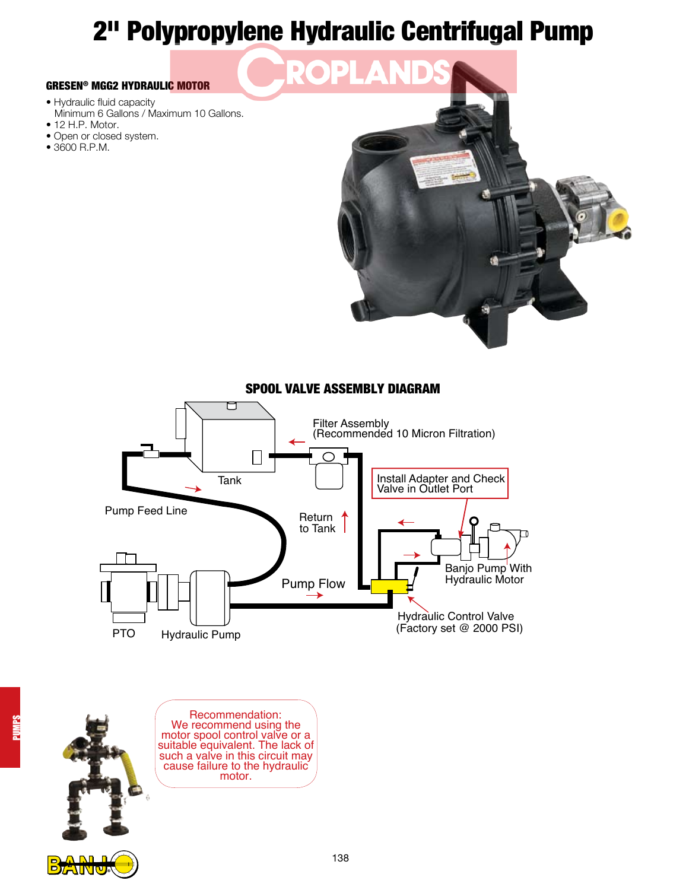# 2" Polypropylene Hydraulic Centrifugal Pump

### GRESEN® MGG2 HYDRAULIC MOTOR

- Hydraulic fluid capacity
  Minimum 6 Gallons / Maximum 10 Gallons.
- 12 H.P. Motor.
- Open or closed system.
- 3600 R.P.M.

### SPOOL VALVE ASSEMBLY DIAGRAM

Filter Assembly
(Recommended 10 Micron Filtration)

Tank

Install Adapter and Check Valve in Outlet Port

Pump Feed Line

Return to Tank

Banjo Pump With Hydraulic Motor

Pump Flow

Hydraulic Control Valve
(Factory set @ 2000 PSI)

PTO

Hydraulic Pump

Recommendation:
We recommend using the motor spool control valve or a suitable equivalent. The lack of such a valve in this circuit may cause failure to the hydraulic motor.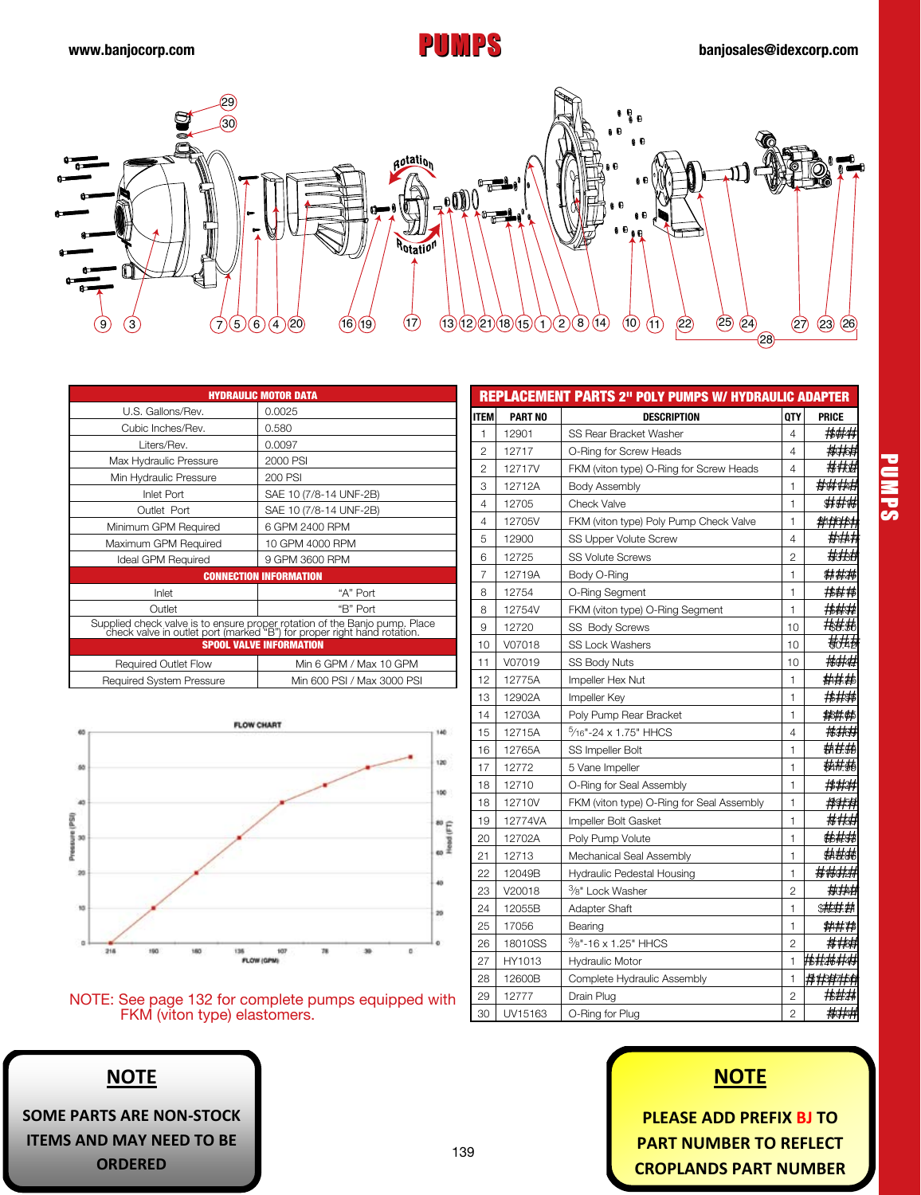# PUMPS

www.banjocorp.com

banjosales@idexcorp.com

Rotation

Rotation

9 3 7 5 6 4 20 16 19 17 13 12 21 18 15 1 2 8 14 10 11 22 25 24 27 23 26 28 29 30

| HYDRAULIC MOTOR DATA | |
|---|---|
| U.S. Gallons/Rev. | 0.0025 |
| Cubic Inches/Rev. | 0.580 |
| Liters/Rev. | 0.0097 |
| Max Hydraulic Pressure | 2000 PSI |
| Min Hydraulic Pressure | 200 PSI |
| Inlet Port | SAE 10 (7/8-14 UNF-2B) |
| Outlet Port | SAE 10 (7/8-14 UNF-2B) |
| Minimum GPM Required | 6 GPM 2400 RPM |
| Maximum GPM Required | 10 GPM 4000 RPM |
| Ideal GPM Required | 9 GPM 3600 RPM |
| **CONNECTION INFORMATION** | |
| Inlet | "A" Port |
| Outlet | "B" Port |
| Supplied check valve is to ensure proper rotation of the Banjo pump. Place check valve in outlet port (marked "B") for proper right hand rotation. | |
| **SPOOL VALVE INFORMATION** | |
| Required Outlet Flow | Min 6 GPM / Max 10 GPM |
| Required System Pressure | Min 600 PSI / Max 3000 PSI |

FLOW CHART

Pressure (PSI)

Head (FT)

FLOW (GPM)

0 10 20 30 40 50 60

0 20 40 60 80 100 120 140

216 190 160 135 107 78 39 0

NOTE: See page 132 for complete pumps equipped with FKM (viton type) elastomers.

## REPLACEMENT PARTS 2" POLY PUMPS W/ HYDRAULIC ADAPTER

| ITEM | PART NO | DESCRIPTION | QTY | PRICE |
|---|---|---|---|---|
| 1 | 12901 | SS Rear Bracket Washer | 4 | ### |
| 2 | 12717 | O-Ring for Screw Heads | 4 | ### |
| 2 | 12717V | FKM (viton type) O-Ring for Screw Heads | 4 | ### |
| 3 | 12712A | Body Assembly | 1 | #### |
| 4 | 12705 | Check Valve | 1 | ### |
| 4 | 12705V | FKM (viton type) Poly Pump Check Valve | 1 | #### |
| 5 | 12900 | SS Upper Volute Screw | 4 | ### |
| 6 | 12725 | SS Volute Screws | 2 | ### |
| 7 | 12719A | Body O-Ring | 1 | ### |
| 8 | 12754 | O-Ring Segment | 1 | ### |
| 8 | 12754V | FKM (viton type) O-Ring Segment | 1 | ### |
| 9 | 12720 | SS Body Screws | 10 | ### |
| 10 | V07018 | SS Lock Washers | 10 | ### |
| 11 | V07019 | SS Body Nuts | 10 | ### |
| 12 | 12775A | Impeller Hex Nut | 1 | ### |
| 13 | 12902A | Impeller Key | 1 | ### |
| 14 | 12703A | Poly Pump Rear Bracket | 1 | ### |
| 15 | 12715A | 5/16"-24 x 1.75" HHCS | 4 | ### |
| 16 | 12765A | SS Impeller Bolt | 1 | ### |
| 17 | 12772 | 5 Vane Impeller | 1 | ### |
| 18 | 12710 | O-Ring for Seal Assembly | 1 | ### |
| 18 | 12710V | FKM (viton type) O-Ring for Seal Assembly | 1 | ### |
| 19 | 12774VA | Impeller Bolt Gasket | 1 | ### |
| 20 | 12702A | Poly Pump Volute | 1 | ### |
| 21 | 12713 | Mechanical Seal Assembly | 1 | ### |
| 22 | 12049B | Hydraulic Pedestal Housing | 1 | #### |
| 23 | V20018 | 3/8" Lock Washer | 2 | ### |
| 24 | 12055B | Adapter Shaft | 1 | ### |
| 25 | 17056 | Bearing | 1 | ### |
| 26 | 18010SS | 3/8"-16 x 1.25" HHCS | 2 | ### |
| 27 | HY1013 | Hydraulic Motor | 1 | ##### |
| 28 | 12600B | Complete Hydraulic Assembly | 1 | ##### |
| 29 | 12777 | Drain Plug | 2 | ### |
| 30 | UV15163 | O-Ring for Plug | 2 | ### |

**NOTE**

**SOME PARTS ARE NON-STOCK ITEMS AND MAY NEED TO BE ORDERED**

**NOTE**

**PLEASE ADD PREFIX BJ TO PART NUMBER TO REFLECT CROPLANDS PART NUMBER**